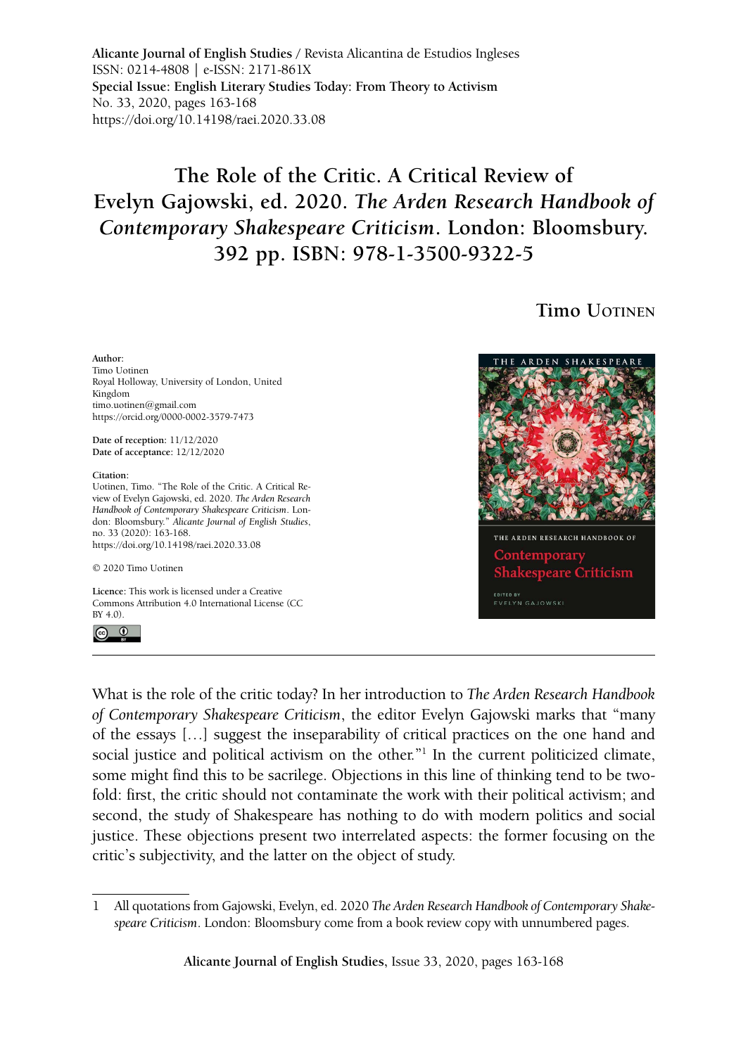**Alicante Journal of English Studies** / Revista Alicantina de Estudios Ingleses
ISSN: 0214-4808 | e-ISSN: 2171-861X
**Special Issue: English Literary Studies Today: From Theory to Activism**
No. 33, 2020, pages 163-168
https://doi.org/10.14198/raei.2020.33.08

# The Role of the Critic. A Critical Review of Evelyn Gajowski, ed. 2020. *The Arden Research Handbook of Contemporary Shakespeare Criticism*. London: Bloomsbury. 392 pp. ISBN: 978-1-3500-9322-5

**Timo Uotinen**

**Author**:
Timo Uotinen
Royal Holloway, University of London, United Kingdom
timo.uotinen@gmail.com
https://orcid.org/0000-0002-3579-7473

**Date of reception**: 11/12/2020
**Date of acceptance**: 12/12/2020

**Citation**:
Uotinen, Timo. "The Role of the Critic. A Critical Review of Evelyn Gajowski, ed. 2020. *The Arden Research Handbook of Contemporary Shakespeare Criticism*. London: Bloomsbury." *Alicante Journal of English Studies*, no. 33 (2020): 163-168.
https://doi.org/10.14198/raei.2020.33.08

© 2020 Timo Uotinen

**Licence**: This work is licensed under a Creative Commons Attribution 4.0 International License (CC BY 4.0).

THE ARDEN SHAKESPEARE
THE ARDEN RESEARCH HANDBOOK OF
Contemporary Shakespeare Criticism
EDITED BY
EVELYN GAJOWSKI

---

What is the role of the critic today? In her introduction to *The Arden Research Handbook of Contemporary Shakespeare Criticism*, the editor Evelyn Gajowski marks that "many of the essays […] suggest the inseparability of critical practices on the one hand and social justice and political activism on the other."[1] In the current politicized climate, some might find this to be sacrilege. Objections in this line of thinking tend to be twofold: first, the critic should not contaminate the work with their political activism; and second, the study of Shakespeare has nothing to do with modern politics and social justice. These objections present two interrelated aspects: the former focusing on the critic's subjectivity, and the latter on the object of study.

1 All quotations from Gajowski, Evelyn, ed. 2020 *The Arden Research Handbook of Contemporary Shakespeare Criticism*. London: Bloomsbury come from a book review copy with unnumbered pages.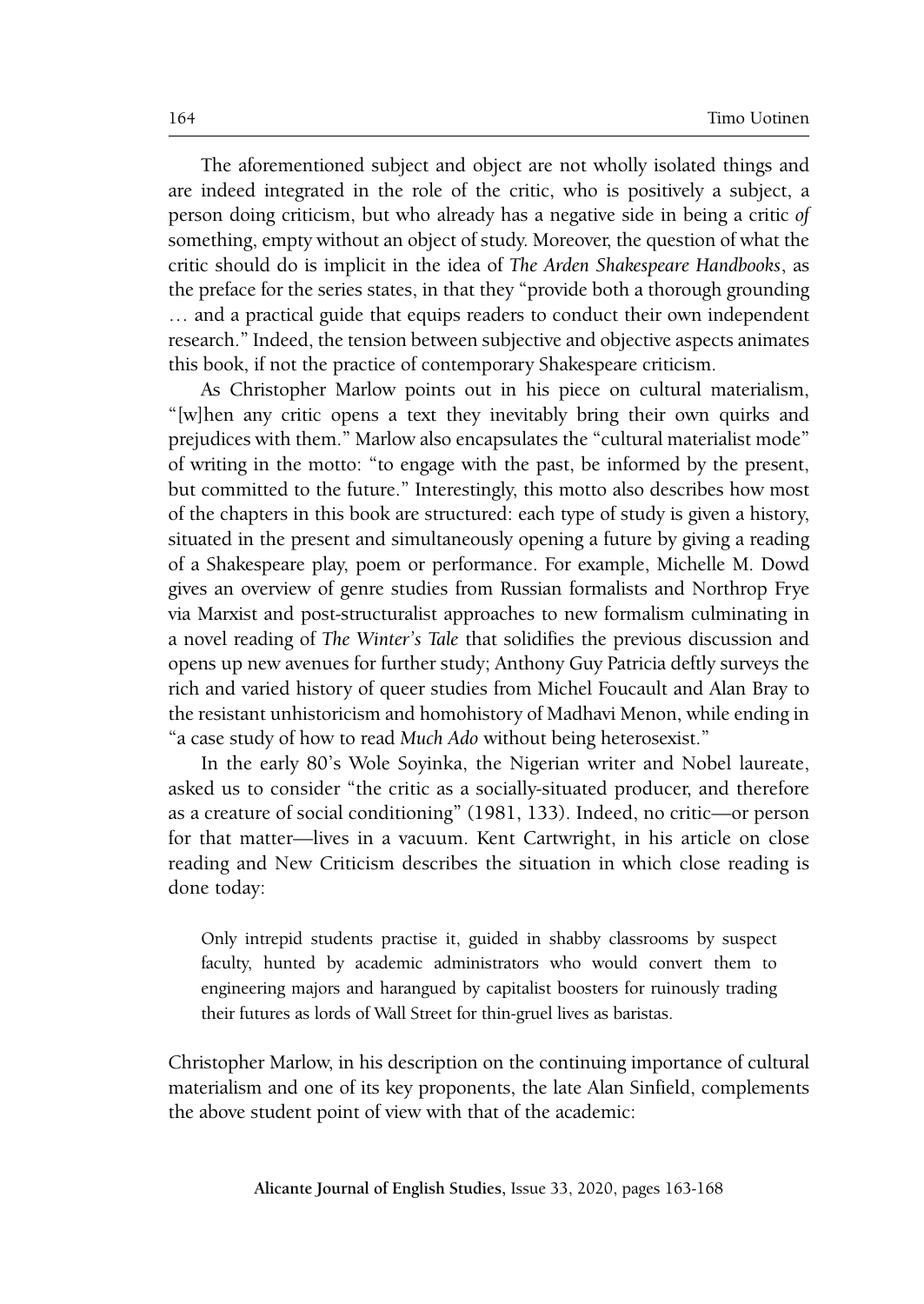The aforementioned subject and object are not wholly isolated things and are indeed integrated in the role of the critic, who is positively a subject, a person doing criticism, but who already has a negative side in being a critic *of* something, empty without an object of study. Moreover, the question of what the critic should do is implicit in the idea of *The Arden Shakespeare Handbooks*, as the preface for the series states, in that they "provide both a thorough grounding … and a practical guide that equips readers to conduct their own independent research." Indeed, the tension between subjective and objective aspects animates this book, if not the practice of contemporary Shakespeare criticism.

As Christopher Marlow points out in his piece on cultural materialism, "[w]hen any critic opens a text they inevitably bring their own quirks and prejudices with them." Marlow also encapsulates the "cultural materialist mode" of writing in the motto: "to engage with the past, be informed by the present, but committed to the future." Interestingly, this motto also describes how most of the chapters in this book are structured: each type of study is given a history, situated in the present and simultaneously opening a future by giving a reading of a Shakespeare play, poem or performance. For example, Michelle M. Dowd gives an overview of genre studies from Russian formalists and Northrop Frye via Marxist and post-structuralist approaches to new formalism culminating in a novel reading of *The Winter's Tale* that solidifies the previous discussion and opens up new avenues for further study; Anthony Guy Patricia deftly surveys the rich and varied history of queer studies from Michel Foucault and Alan Bray to the resistant unhistoricism and homohistory of Madhavi Menon, while ending in "a case study of how to read *Much Ado* without being heterosexist."

In the early 80's Wole Soyinka, the Nigerian writer and Nobel laureate, asked us to consider "the critic as a socially-situated producer, and therefore as a creature of social conditioning" (1981, 133). Indeed, no critic—or person for that matter—lives in a vacuum. Kent Cartwright, in his article on close reading and New Criticism describes the situation in which close reading is done today:

> Only intrepid students practise it, guided in shabby classrooms by suspect faculty, hunted by academic administrators who would convert them to engineering majors and harangued by capitalist boosters for ruinously trading their futures as lords of Wall Street for thin-gruel lives as baristas.

Christopher Marlow, in his description on the continuing importance of cultural materialism and one of its key proponents, the late Alan Sinfield, complements the above student point of view with that of the academic: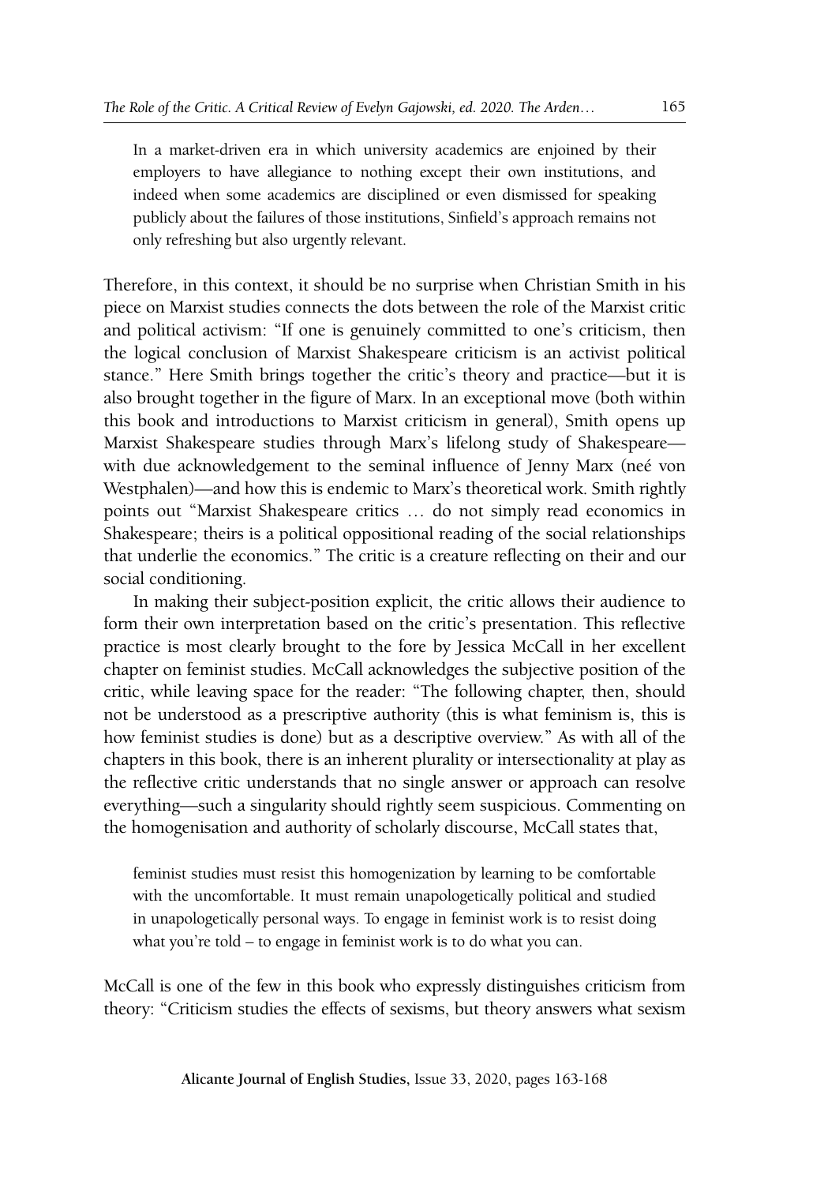> In a market-driven era in which university academics are enjoined by their employers to have allegiance to nothing except their own institutions, and indeed when some academics are disciplined or even dismissed for speaking publicly about the failures of those institutions, Sinfield's approach remains not only refreshing but also urgently relevant.

Therefore, in this context, it should be no surprise when Christian Smith in his piece on Marxist studies connects the dots between the role of the Marxist critic and political activism: "If one is genuinely committed to one's criticism, then the logical conclusion of Marxist Shakespeare criticism is an activist political stance." Here Smith brings together the critic's theory and practice—but it is also brought together in the figure of Marx. In an exceptional move (both within this book and introductions to Marxist criticism in general), Smith opens up Marxist Shakespeare studies through Marx's lifelong study of Shakespeare—with due acknowledgement to the seminal influence of Jenny Marx (neé von Westphalen)—and how this is endemic to Marx's theoretical work. Smith rightly points out "Marxist Shakespeare critics … do not simply read economics in Shakespeare; theirs is a political oppositional reading of the social relationships that underlie the economics." The critic is a creature reflecting on their and our social conditioning.

In making their subject-position explicit, the critic allows their audience to form their own interpretation based on the critic's presentation. This reflective practice is most clearly brought to the fore by Jessica McCall in her excellent chapter on feminist studies. McCall acknowledges the subjective position of the critic, while leaving space for the reader: "The following chapter, then, should not be understood as a prescriptive authority (this is what feminism is, this is how feminist studies is done) but as a descriptive overview." As with all of the chapters in this book, there is an inherent plurality or intersectionality at play as the reflective critic understands that no single answer or approach can resolve everything—such a singularity should rightly seem suspicious. Commenting on the homogenisation and authority of scholarly discourse, McCall states that,

> feminist studies must resist this homogenization by learning to be comfortable with the uncomfortable. It must remain unapologetically political and studied in unapologetically personal ways. To engage in feminist work is to resist doing what you're told – to engage in feminist work is to do what you can.

McCall is one of the few in this book who expressly distinguishes criticism from theory: "Criticism studies the effects of sexisms, but theory answers what sexism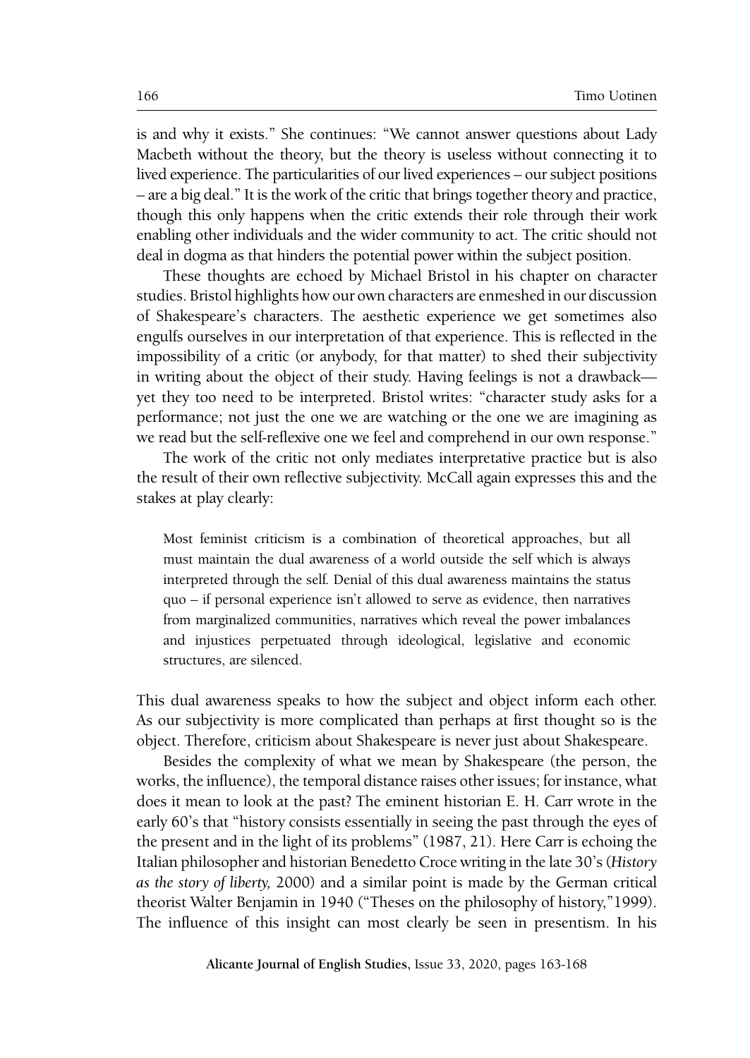is and why it exists." She continues: "We cannot answer questions about Lady Macbeth without the theory, but the theory is useless without connecting it to lived experience. The particularities of our lived experiences – our subject positions – are a big deal." It is the work of the critic that brings together theory and practice, though this only happens when the critic extends their role through their work enabling other individuals and the wider community to act. The critic should not deal in dogma as that hinders the potential power within the subject position.

These thoughts are echoed by Michael Bristol in his chapter on character studies. Bristol highlights how our own characters are enmeshed in our discussion of Shakespeare's characters. The aesthetic experience we get sometimes also engulfs ourselves in our interpretation of that experience. This is reflected in the impossibility of a critic (or anybody, for that matter) to shed their subjectivity in writing about the object of their study. Having feelings is not a drawback—yet they too need to be interpreted. Bristol writes: "character study asks for a performance; not just the one we are watching or the one we are imagining as we read but the self-reflexive one we feel and comprehend in our own response."

The work of the critic not only mediates interpretative practice but is also the result of their own reflective subjectivity. McCall again expresses this and the stakes at play clearly:

> Most feminist criticism is a combination of theoretical approaches, but all must maintain the dual awareness of a world outside the self which is always interpreted through the self. Denial of this dual awareness maintains the status quo – if personal experience isn't allowed to serve as evidence, then narratives from marginalized communities, narratives which reveal the power imbalances and injustices perpetuated through ideological, legislative and economic structures, are silenced.

This dual awareness speaks to how the subject and object inform each other. As our subjectivity is more complicated than perhaps at first thought so is the object. Therefore, criticism about Shakespeare is never just about Shakespeare.

Besides the complexity of what we mean by Shakespeare (the person, the works, the influence), the temporal distance raises other issues; for instance, what does it mean to look at the past? The eminent historian E. H. Carr wrote in the early 60's that "history consists essentially in seeing the past through the eyes of the present and in the light of its problems" (1987, 21). Here Carr is echoing the Italian philosopher and historian Benedetto Croce writing in the late 30's (*History as the story of liberty,* 2000) and a similar point is made by the German critical theorist Walter Benjamin in 1940 ("Theses on the philosophy of history,"1999). The influence of this insight can most clearly be seen in presentism. In his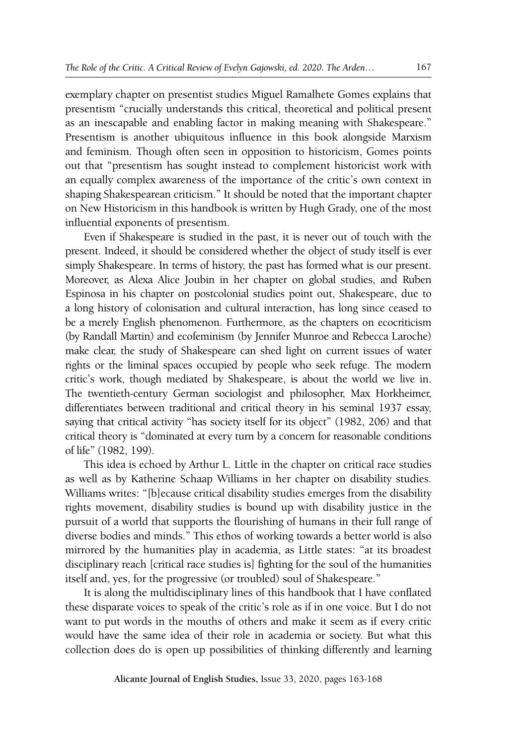exemplary chapter on presentist studies Miguel Ramalhete Gomes explains that presentism "crucially understands this critical, theoretical and political present as an inescapable and enabling factor in making meaning with Shakespeare." Presentism is another ubiquitous influence in this book alongside Marxism and feminism. Though often seen in opposition to historicism, Gomes points out that "presentism has sought instead to complement historicist work with an equally complex awareness of the importance of the critic's own context in shaping Shakespearean criticism." It should be noted that the important chapter on New Historicism in this handbook is written by Hugh Grady, one of the most influential exponents of presentism.

Even if Shakespeare is studied in the past, it is never out of touch with the present. Indeed, it should be considered whether the object of study itself is ever simply Shakespeare. In terms of history, the past has formed what is our present. Moreover, as Alexa Alice Joubin in her chapter on global studies, and Ruben Espinosa in his chapter on postcolonial studies point out, Shakespeare, due to a long history of colonisation and cultural interaction, has long since ceased to be a merely English phenomenon. Furthermore, as the chapters on ecocriticism (by Randall Martin) and ecofeminism (by Jennifer Munroe and Rebecca Laroche) make clear, the study of Shakespeare can shed light on current issues of water rights or the liminal spaces occupied by people who seek refuge. The modern critic's work, though mediated by Shakespeare, is about the world we live in. The twentieth-century German sociologist and philosopher, Max Horkheimer, differentiates between traditional and critical theory in his seminal 1937 essay, saying that critical activity "has society itself for its object" (1982, 206) and that critical theory is "dominated at every turn by a concern for reasonable conditions of life" (1982, 199).

This idea is echoed by Arthur L. Little in the chapter on critical race studies as well as by Katherine Schaap Williams in her chapter on disability studies. Williams writes: "[b]ecause critical disability studies emerges from the disability rights movement, disability studies is bound up with disability justice in the pursuit of a world that supports the flourishing of humans in their full range of diverse bodies and minds." This ethos of working towards a better world is also mirrored by the humanities play in academia, as Little states: "at its broadest disciplinary reach [critical race studies is] fighting for the soul of the humanities itself and, yes, for the progressive (or troubled) soul of Shakespeare."

It is along the multidisciplinary lines of this handbook that I have conflated these disparate voices to speak of the critic's role as if in one voice. But I do not want to put words in the mouths of others and make it seem as if every critic would have the same idea of their role in academia or society. But what this collection does do is open up possibilities of thinking differently and learning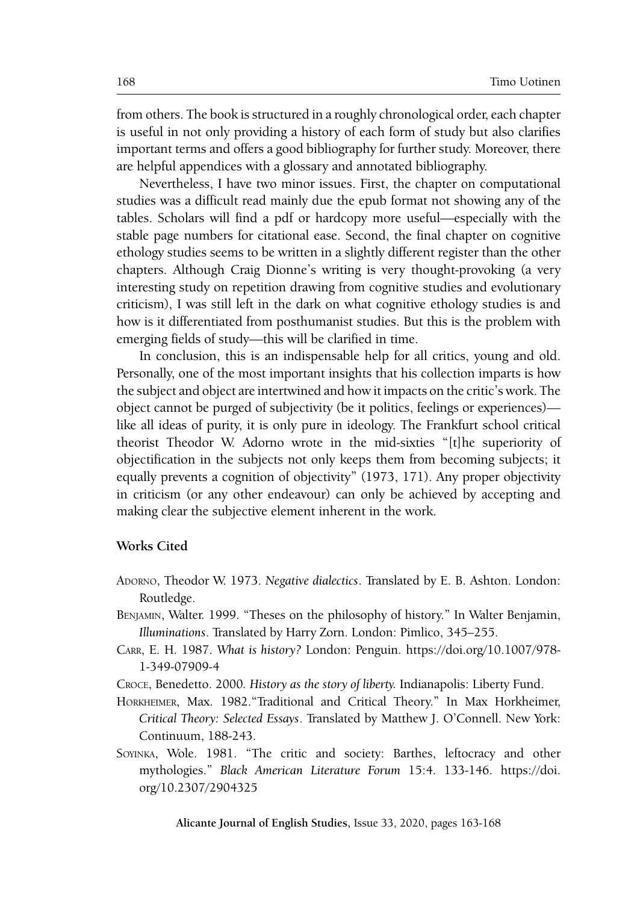from others. The book is structured in a roughly chronological order, each chapter is useful in not only providing a history of each form of study but also clarifies important terms and offers a good bibliography for further study. Moreover, there are helpful appendices with a glossary and annotated bibliography.

Nevertheless, I have two minor issues. First, the chapter on computational studies was a difficult read mainly due the epub format not showing any of the tables. Scholars will find a pdf or hardcopy more useful—especially with the stable page numbers for citational ease. Second, the final chapter on cognitive ethology studies seems to be written in a slightly different register than the other chapters. Although Craig Dionne's writing is very thought-provoking (a very interesting study on repetition drawing from cognitive studies and evolutionary criticism), I was still left in the dark on what cognitive ethology studies is and how is it differentiated from posthumanist studies. But this is the problem with emerging fields of study—this will be clarified in time.

In conclusion, this is an indispensable help for all critics, young and old. Personally, one of the most important insights that his collection imparts is how the subject and object are intertwined and how it impacts on the critic's work. The object cannot be purged of subjectivity (be it politics, feelings or experiences)—like all ideas of purity, it is only pure in ideology. The Frankfurt school critical theorist Theodor W. Adorno wrote in the mid-sixties "[t]he superiority of objectification in the subjects not only keeps them from becoming subjects; it equally prevents a cognition of objectivity" (1973, 171). Any proper objectivity in criticism (or any other endeavour) can only be achieved by accepting and making clear the subjective element inherent in the work.

## Works Cited

Adorno, Theodor W. 1973. *Negative dialectics*. Translated by E. B. Ashton. London: Routledge.

Benjamin, Walter. 1999. "Theses on the philosophy of history." In Walter Benjamin, *Illuminations*. Translated by Harry Zorn. London: Pimlico, 345–255.

Carr, E. H. 1987. *What is history?* London: Penguin. https://doi.org/10.1007/978-1-349-07909-4

Croce, Benedetto. 2000. *History as the story of liberty.* Indianapolis: Liberty Fund.

Horkheimer, Max. 1982."Traditional and Critical Theory." In Max Horkheimer, *Critical Theory: Selected Essays*. Translated by Matthew J. O'Connell. New York: Continuum, 188-243.

Soyinka, Wole. 1981. "The critic and society: Barthes, leftocracy and other mythologies." *Black American Literature Forum* 15:4. 133-146. https://doi.org/10.2307/2904325